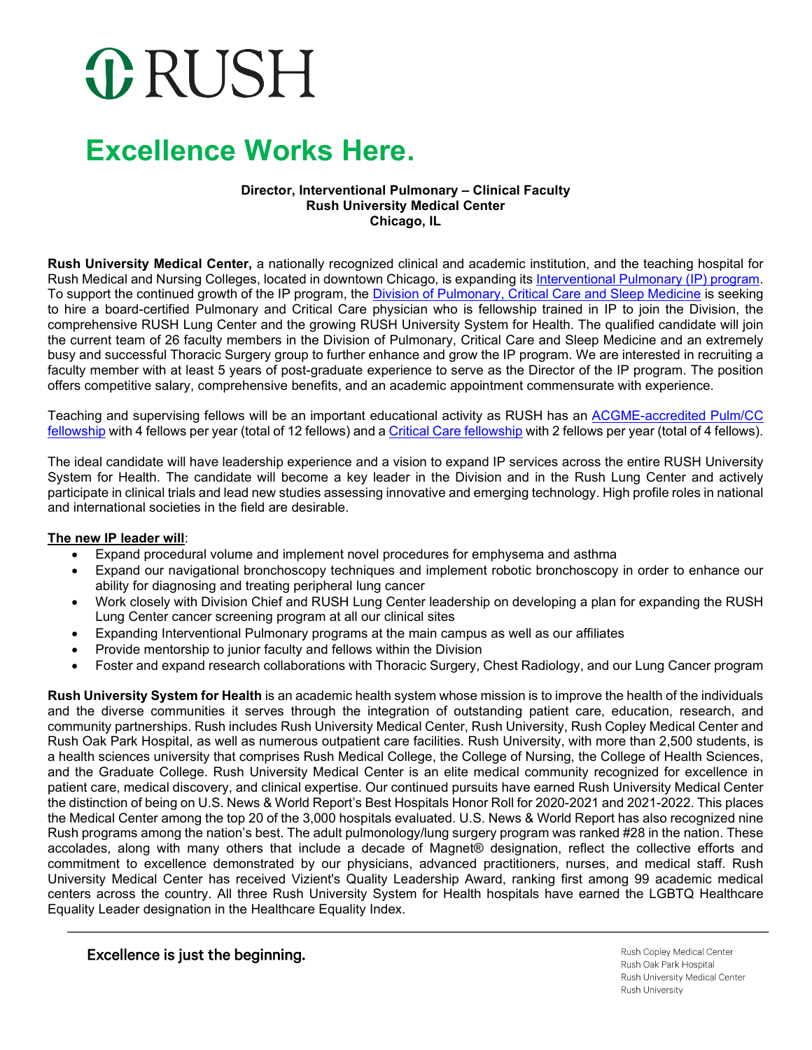# RUSH

## Excellence Works Here.

**Director, Interventional Pulmonary – Clinical Faculty**
**Rush University Medical Center**
**Chicago, IL**

**Rush University Medical Center,** a nationally recognized clinical and academic institution, and the teaching hospital for Rush Medical and Nursing Colleges, located in downtown Chicago, is expanding its Interventional Pulmonary (IP) program. To support the continued growth of the IP program, the Division of Pulmonary, Critical Care and Sleep Medicine is seeking to hire a board-certified Pulmonary and Critical Care physician who is fellowship trained in IP to join the Division, the comprehensive RUSH Lung Center and the growing RUSH University System for Health. The qualified candidate will join the current team of 26 faculty members in the Division of Pulmonary, Critical Care and Sleep Medicine and an extremely busy and successful Thoracic Surgery group to further enhance and grow the IP program. We are interested in recruiting a faculty member with at least 5 years of post-graduate experience to serve as the Director of the IP program. The position offers competitive salary, comprehensive benefits, and an academic appointment commensurate with experience.

Teaching and supervising fellows will be an important educational activity as RUSH has an ACGME-accredited Pulm/CC fellowship with 4 fellows per year (total of 12 fellows) and a Critical Care fellowship with 2 fellows per year (total of 4 fellows).

The ideal candidate will have leadership experience and a vision to expand IP services across the entire RUSH University System for Health. The candidate will become a key leader in the Division and in the Rush Lung Center and actively participate in clinical trials and lead new studies assessing innovative and emerging technology. High profile roles in national and international societies in the field are desirable.

**The new IP leader will**:

- Expand procedural volume and implement novel procedures for emphysema and asthma
- Expand our navigational bronchoscopy techniques and implement robotic bronchoscopy in order to enhance our ability for diagnosing and treating peripheral lung cancer
- Work closely with Division Chief and RUSH Lung Center leadership on developing a plan for expanding the RUSH Lung Center cancer screening program at all our clinical sites
- Expanding Interventional Pulmonary programs at the main campus as well as our affiliates
- Provide mentorship to junior faculty and fellows within the Division
- Foster and expand research collaborations with Thoracic Surgery, Chest Radiology, and our Lung Cancer program

**Rush University System for Health** is an academic health system whose mission is to improve the health of the individuals and the diverse communities it serves through the integration of outstanding patient care, education, research, and community partnerships. Rush includes Rush University Medical Center, Rush University, Rush Copley Medical Center and Rush Oak Park Hospital, as well as numerous outpatient care facilities. Rush University, with more than 2,500 students, is a health sciences university that comprises Rush Medical College, the College of Nursing, the College of Health Sciences, and the Graduate College. Rush University Medical Center is an elite medical community recognized for excellence in patient care, medical discovery, and clinical expertise. Our continued pursuits have earned Rush University Medical Center the distinction of being on U.S. News & World Report's Best Hospitals Honor Roll for 2020-2021 and 2021-2022. This places the Medical Center among the top 20 of the 3,000 hospitals evaluated. U.S. News & World Report has also recognized nine Rush programs among the nation's best. The adult pulmonology/lung surgery program was ranked #28 in the nation. These accolades, along with many others that include a decade of Magnet® designation, reflect the collective efforts and commitment to excellence demonstrated by our physicians, advanced practitioners, nurses, and medical staff. Rush University Medical Center has received Vizient's Quality Leadership Award, ranking first among 99 academic medical centers across the country. All three Rush University System for Health hospitals have earned the LGBTQ Healthcare Equality Leader designation in the Healthcare Equality Index.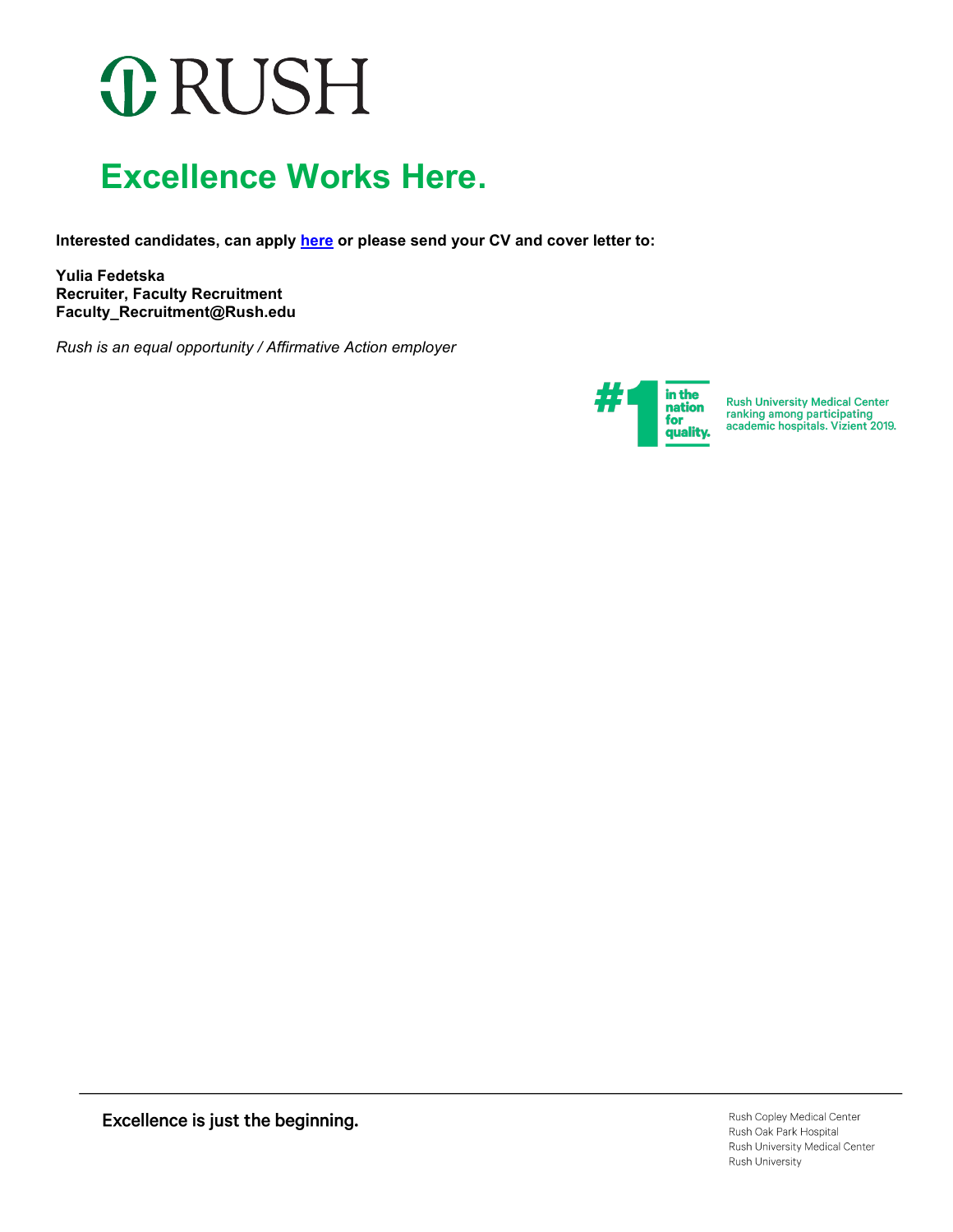RUSH

# Excellence Works Here.

**Interested candidates, can apply here or please send your CV and cover letter to:**

**Yulia Fedetska**
**Recruiter, Faculty Recruitment**
**Faculty_Recruitment@Rush.edu**

*Rush is an equal opportunity / Affirmative Action employer*

#1 in the nation for quality.

Rush University Medical Center ranking among participating academic hospitals. Vizient 2019.

Excellence is just the beginning.

Rush Copley Medical Center
Rush Oak Park Hospital
Rush University Medical Center
Rush University